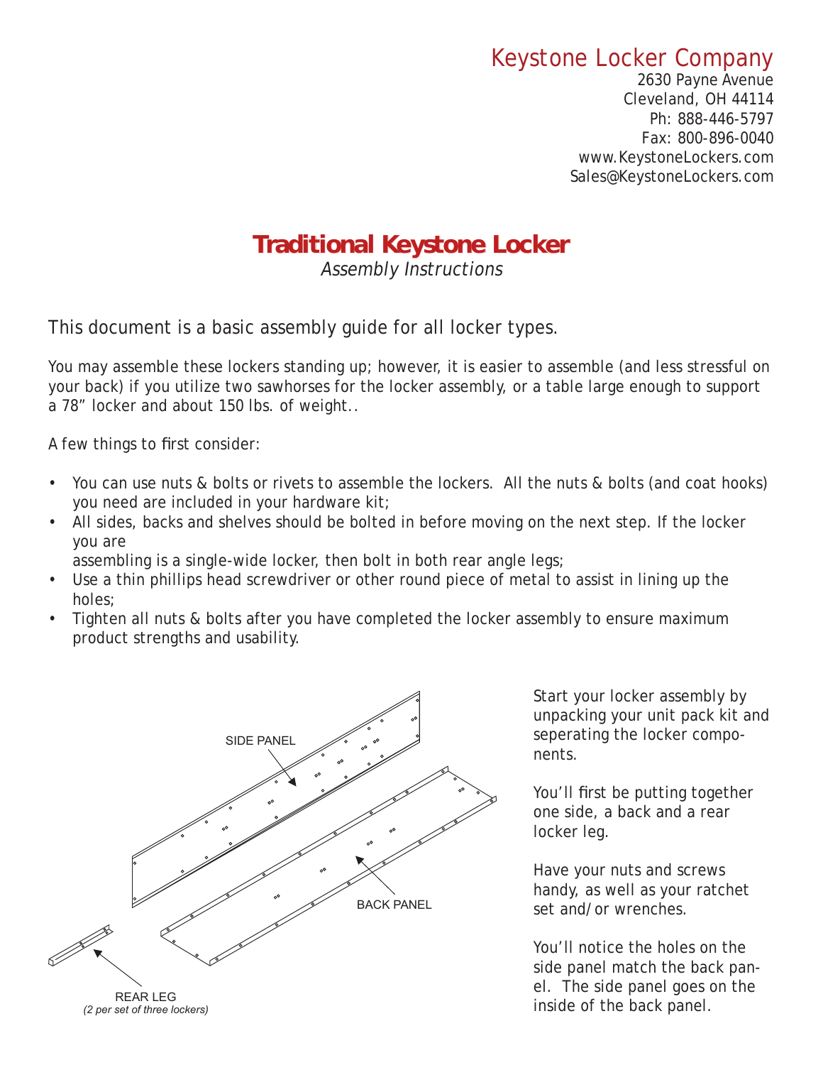Keystone Locker Company
2630 Payne Avenue
Cleveland, OH 44114
Ph: 888-446-5797
Fax: 800-896-0040
www.KeystoneLockers.com
Sales@KeystoneLockers.com

# Traditional Keystone Locker

*Assembly Instructions*

This document is a basic assembly guide for all locker types.

You may assemble these lockers standing up; however, it is easier to assemble (and less stressful on your back) if you utilize two sawhorses for the locker assembly, or a table large enough to support a 78" locker and about 150 lbs. of weight..

A few things to first consider:

- You can use nuts & bolts or rivets to assemble the lockers. All the nuts & bolts (and coat hooks) you need are included in your hardware kit;
- All sides, backs and shelves should be bolted in before moving on the next step. If the locker you are assembling is a single-wide locker, then bolt in both rear angle legs;
- Use a thin phillips head screwdriver or other round piece of metal to assist in lining up the holes;
- Tighten all nuts & bolts after you have completed the locker assembly to ensure maximum product strengths and usability.

SIDE PANEL

BACK PANEL

REAR LEG
*(2 per set of three lockers)*

Start your locker assembly by unpacking your unit pack kit and seperating the locker components.

You'll first be putting together one side, a back and a rear locker leg.

Have your nuts and screws handy, as well as your ratchet set and/or wrenches.

You'll notice the holes on the side panel match the back panel. The side panel goes on the inside of the back panel.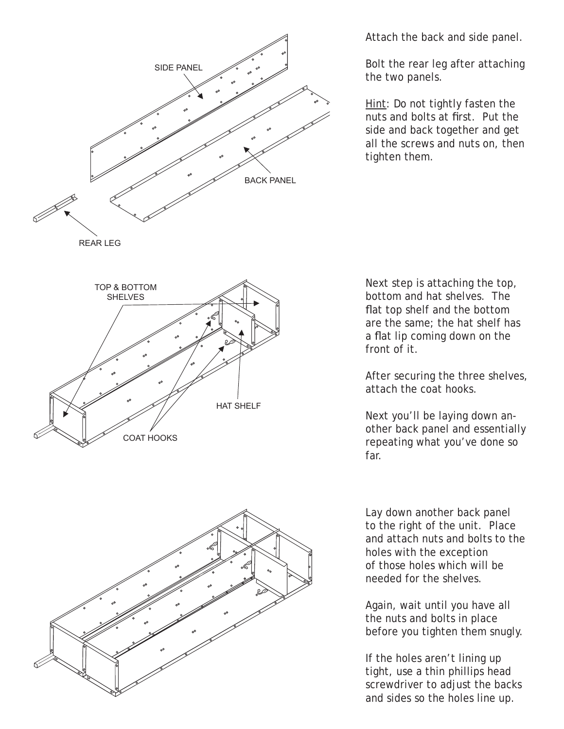Attach the back and side panel.

Bolt the rear leg after attaching the two panels.

Hint: Do not tightly fasten the nuts and bolts at first. Put the side and back together and get all the screws and nuts on, then tighten them.

SIDE PANEL

BACK PANEL

REAR LEG

Next step is attaching the top, bottom and hat shelves. The flat top shelf and the bottom are the same; the hat shelf has a flat lip coming down on the front of it.

After securing the three shelves, attach the coat hooks.

Next you'll be laying down another back panel and essentially repeating what you've done so far.

TOP & BOTTOM SHELVES

HAT SHELF

COAT HOOKS

Lay down another back panel to the right of the unit. Place and attach nuts and bolts to the holes with the exception of those holes which will be needed for the shelves.

Again, wait until you have all the nuts and bolts in place before you tighten them snugly.

If the holes aren't lining up tight, use a thin phillips head screwdriver to adjust the backs and sides so the holes line up.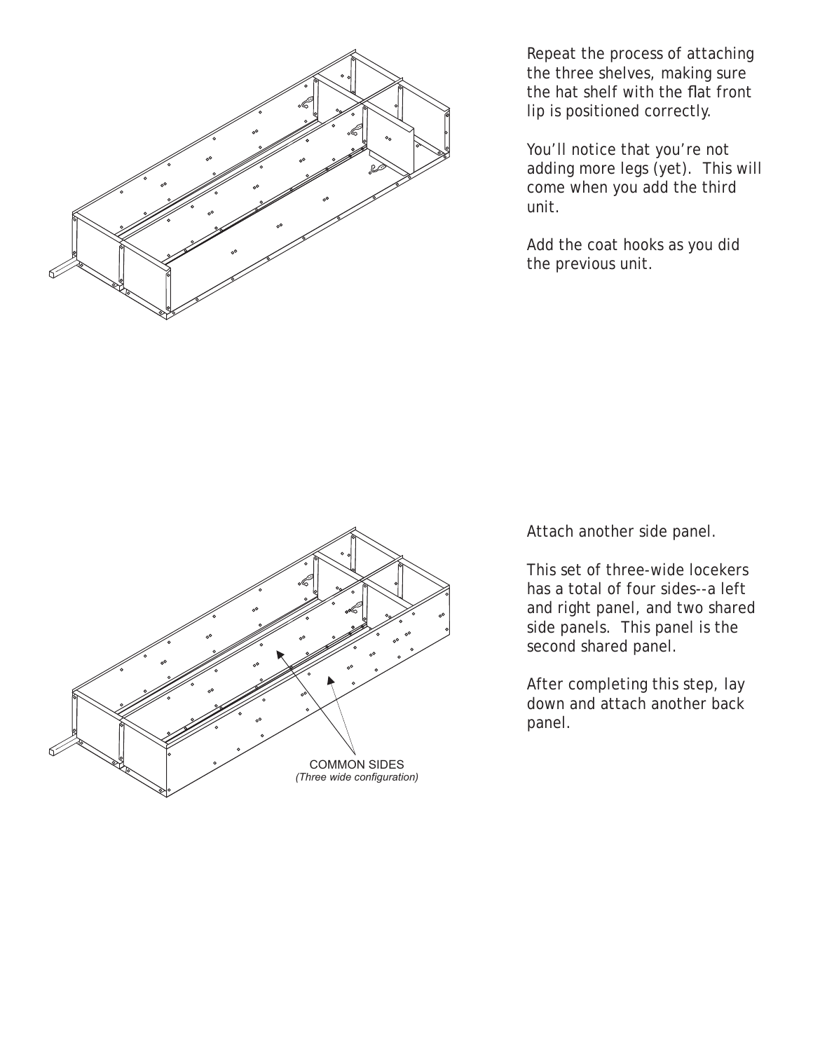Repeat the process of attaching the three shelves, making sure the hat shelf with the flat front lip is positioned correctly.

You'll notice that you're not adding more legs (yet). This will come when you add the third unit.

Add the coat hooks as you did the previous unit.

COMMON SIDES
*(Three wide configuration)*

Attach another side panel.

This set of three-wide locekers has a total of four sides--a left and right panel, and two shared side panels. This panel is the second shared panel.

After completing this step, lay down and attach another back panel.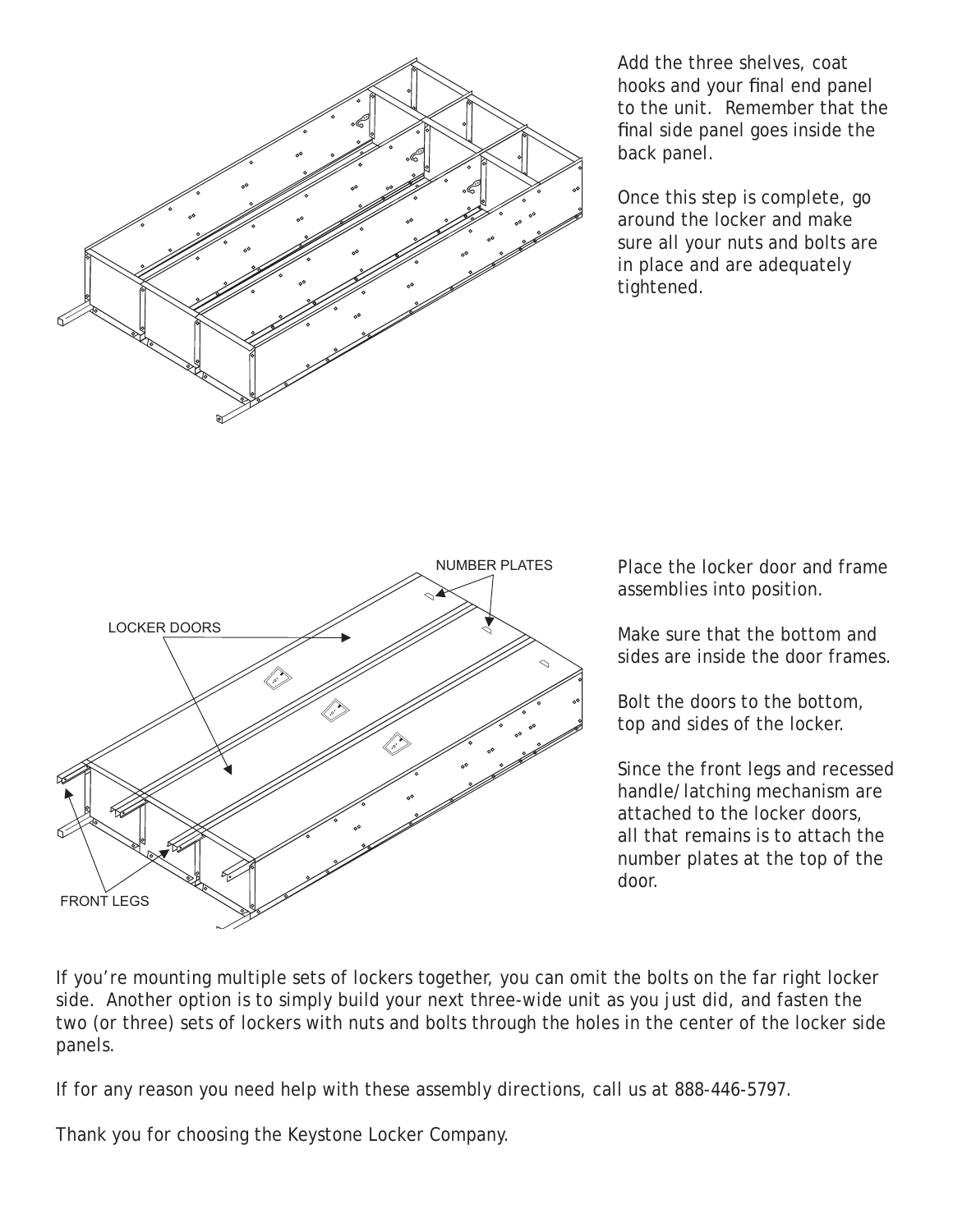Add the three shelves, coat hooks and your final end panel to the unit. Remember that the final side panel goes inside the back panel.

Once this step is complete, go around the locker and make sure all your nuts and bolts are in place and are adequately tightened.

NUMBER PLATES

LOCKER DOORS

FRONT LEGS

Place the locker door and frame assemblies into position.

Make sure that the bottom and sides are inside the door frames.

Bolt the doors to the bottom, top and sides of the locker.

Since the front legs and recessed handle/latching mechanism are attached to the locker doors, all that remains is to attach the number plates at the top of the door.

If you're mounting multiple sets of lockers together, you can omit the bolts on the far right locker side. Another option is to simply build your next three-wide unit as you just did, and fasten the two (or three) sets of lockers with nuts and bolts through the holes in the center of the locker side panels.

If for any reason you need help with these assembly directions, call us at 888-446-5797.

Thank you for choosing the Keystone Locker Company.